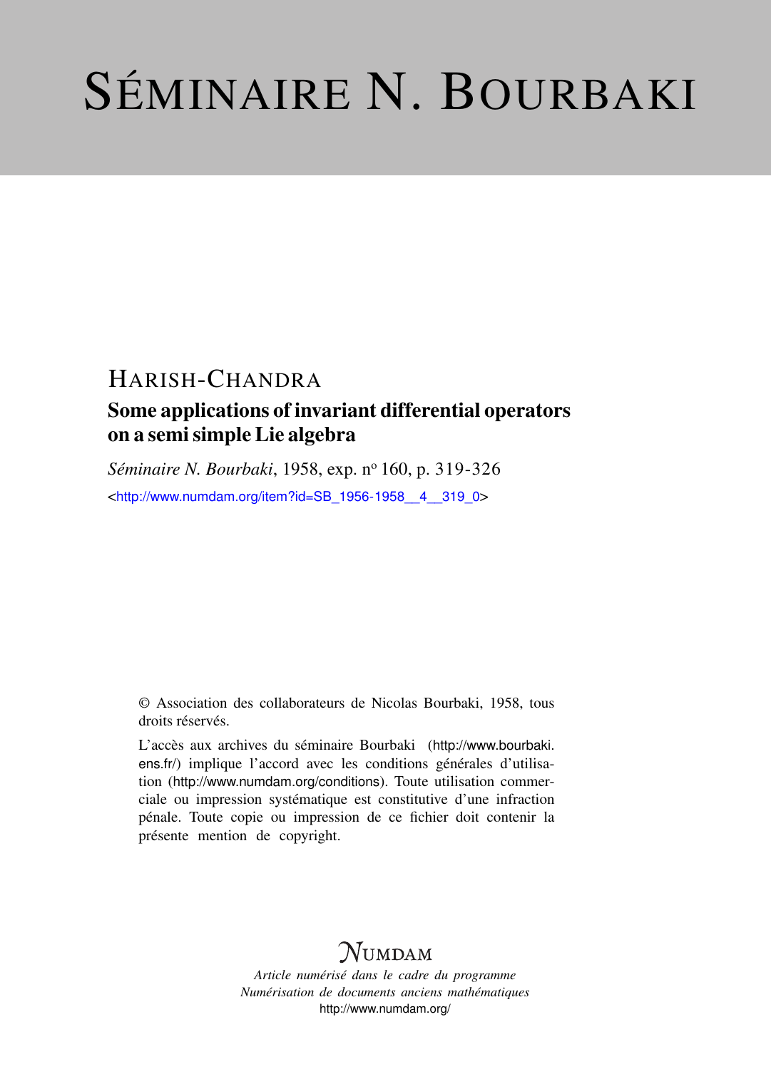# SÉMINAIRE N. BOURBAKI

## HARISH-CHANDRA

### Some applications of invariant differential operators on a semi simple Lie algebra

*Séminaire N. Bourbaki*, 1958, exp. n° 160, p. 319-326

<http://www.numdam.org/item?id=SB_1956-1958__4__319_0>

© Association des collaborateurs de Nicolas Bourbaki, 1958, tous droits réservés.

L'accès aux archives du séminaire Bourbaki (http://www.bourbaki.ens.fr/) implique l'accord avec les conditions générales d'utilisation (http://www.numdam.org/conditions). Toute utilisation commerciale ou impression systématique est constitutive d'une infraction pénale. Toute copie ou impression de ce fichier doit contenir la présente mention de copyright.

NUMDAM

*Article numérisé dans le cadre du programme*
*Numérisation de documents anciens mathématiques*
http://www.numdam.org/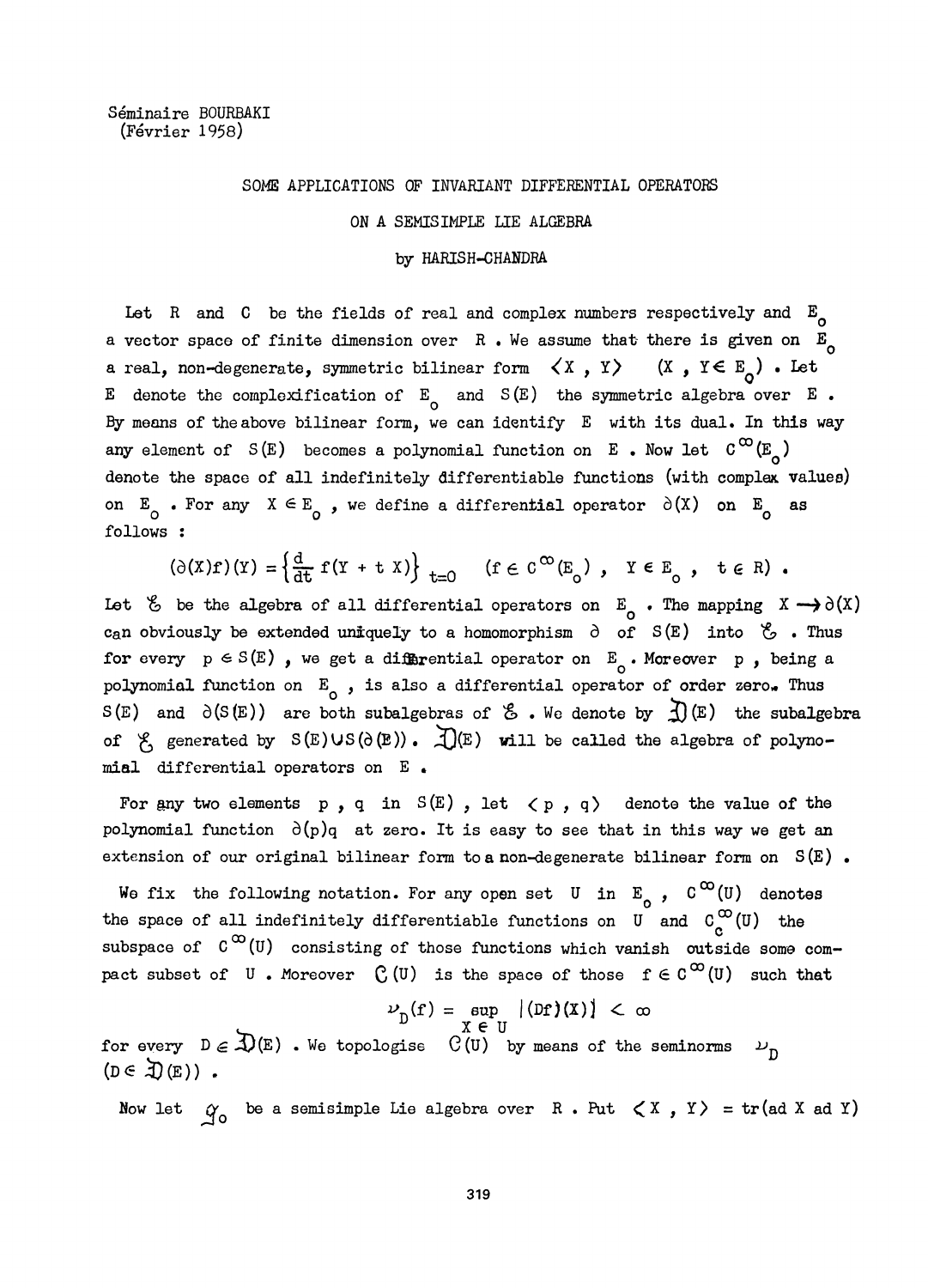Séminaire BOURBAKI
(Février 1958)

# SOME APPLICATIONS OF INVARIANT DIFFERENTIAL OPERATORS ON A SEMISIMPLE LIE ALGEBRA

by HARISH-CHANDRA

Let R and C be the fields of real and complex numbers respectively and $E_0$ a vector space of finite dimension over R. We assume that there is given on $E_0$ a real, non-degenerate, symmetric bilinear form $\langle X , Y \rangle$ $(X , Y \in E_0)$. Let E denote the complexification of $E_0$ and $S(E)$ the symmetric algebra over E. By means of the above bilinear form, we can identify E with its dual. In this way any element of $S(E)$ becomes a polynomial function on E. Now let $C^{\infty}(E_0)$ denote the space of all indefinitely differentiable functions (with complex values) on $E_0$. For any $X \in E_0$, we define a differential operator $\partial(X)$ on $E_0$ as follows :

$$(\partial(X)f)(Y) = \left\{\frac{d}{dt} f(Y + t X)\right\}_{t=0} \quad (f \in C^{\infty}(E_0) , \ Y \in E_0 , \ t \in R) .$$

Let $\mathcal{E}$ be the algebra of all differential operators on $E_0$. The mapping $X \to \partial(X)$ can obviously be extended uniquely to a homomorphism $\partial$ of $S(E)$ into $\mathcal{E}$. Thus for every $p \in S(E)$, we get a differential operator on $E_0$. Moreover p, being a polynomial function on $E_0$, is also a differential operator of order zero. Thus $S(E)$ and $\partial(S(E))$ are both subalgebras of $\mathcal{E}$. We denote by $\mathfrak{D}(E)$ the subalgebra of $\mathcal{E}$ generated by $S(E) \cup S(\partial(E))$. $\mathfrak{D}(E)$ will be called the algebra of polynomial differential operators on E.

For any two elements p, q in $S(E)$, let $\langle p , q \rangle$ denote the value of the polynomial function $\partial(p)q$ at zero. It is easy to see that in this way we get an extension of our original bilinear form to a non-degenerate bilinear form on $S(E)$.

We fix the following notation. For any open set U in $E_0$, $C^{\infty}(U)$ denotes the space of all indefinitely differentiable functions on U and $C_c^{\infty}(U)$ the subspace of $C^{\infty}(U)$ consisting of those functions which vanish outside some compact subset of U. Moreover $\mathcal{C}(U)$ is the space of those $f \in C^{\infty}(U)$ such that

$$\nu_D(f) = \sup_{X \in U} |(Df)(X)| < \infty$$

for every $D \in \mathfrak{D}(E)$. We topologise $\mathcal{C}(U)$ by means of the seminorms $\nu_D$ $(D \in \mathfrak{D}(E))$.

Now let $\mathfrak{g}_0$ be a semisimple Lie algebra over R. Put $\langle X , Y \rangle = \mathrm{tr}(\mathrm{ad}\, X \ \mathrm{ad}\, Y)$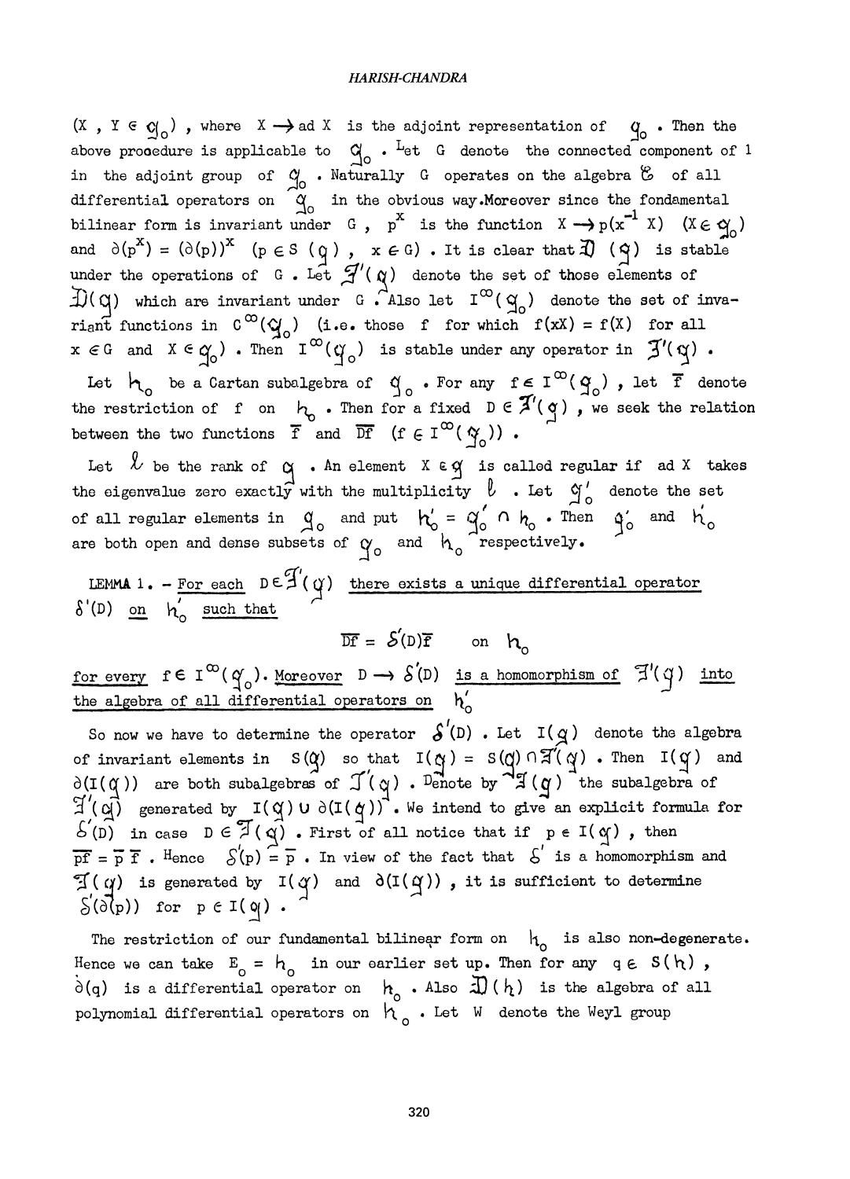$(X, Y \in \mathfrak{g}_0)$, where $X \rightarrow \operatorname{ad} X$ is the adjoint representation of $\mathfrak{g}_0$. Then the above procedure is applicable to $\mathfrak{g}_0$. Let $G$ denote the connected component of 1 in the adjoint group of $\mathfrak{g}_0$. Naturally $G$ operates on the algebra $\mathcal{E}$ of all differential operators on $\mathfrak{g}_0$ in the obvious way. Moreover since the fondamental bilinear form is invariant under $G$, $p^x$ is the function $X \rightarrow p(x^{-1} X)$ $(X \in \mathfrak{g}_0)$ and $\partial(p^x) = (\partial(p))^x$ $(p \in S(\mathfrak{g}),\ x \in G)$. It is clear that $\mathfrak{D}(\mathfrak{g})$ is stable under the operations of $G$. Let $\mathfrak{I}'(\mathfrak{g})$ denote the set of those elements of $\mathfrak{D}(\mathfrak{g})$ which are invariant under $G$. Also let $I^{\infty}(\mathfrak{g}_0)$ denote the set of invariant functions in $C^{\infty}(\mathfrak{g}_0)$ (i.e. those $f$ for which $f(xX) = f(X)$ for all $x \in G$ and $X \in \mathfrak{g}_0$). Then $I^{\infty}(\mathfrak{g}_0)$ is stable under any operator in $\mathfrak{I}'(\mathfrak{g})$.

Let $\mathfrak{h}_0$ be a Cartan subalgebra of $\mathfrak{g}_0$. For any $f \in I^{\infty}(\mathfrak{g}_0)$, let $\overline{f}$ denote the restriction of $f$ on $\mathfrak{h}_0$. Then for a fixed $D \in \mathfrak{I}'(\mathfrak{g})$, we seek the relation between the two functions $\overline{f}$ and $\overline{Df}$ $(f \in I^{\infty}(\mathfrak{g}_0))$.

Let $\ell$ be the rank of $\mathfrak{g}$. An element $X \in \mathfrak{g}$ is called regular if $\operatorname{ad} X$ takes the eigenvalue zero exactly with the multiplicity $\ell$. Let $\mathfrak{g}_0'$ denote the set of all regular elements in $\mathfrak{g}_0$ and put $\mathfrak{h}_0' = \mathfrak{g}_0' \cap \mathfrak{h}_0$. Then $\mathfrak{g}_0'$ and $\mathfrak{h}_0'$ are both open and dense subsets of $\mathfrak{g}_0$ and $\mathfrak{h}_0$ respectively.

LEMMA 1. – *For each $D \in \mathfrak{I}'(\mathfrak{g})$ there exists a unique differential operator $\delta'(D)$ on $\mathfrak{h}_0'$ such that*

$$\overline{Df} = \delta'(D)\overline{f} \qquad \text{on } \mathfrak{h}_0$$

*for every $f \in I^{\infty}(\mathfrak{g}_0)$. Moreover $D \rightarrow \delta'(D)$ is a homomorphism of $\mathfrak{I}'(\mathfrak{g})$ into the algebra of all differential operators on $\mathfrak{h}_0'$*

So now we have to determine the operator $\delta'(D)$. Let $I(\mathfrak{g})$ denote the algebra of invariant elements in $S(\mathfrak{g})$ so that $I(\mathfrak{g}) = S(\mathfrak{g}) \cap \mathfrak{I}'(\mathfrak{g})$. Then $I(\mathfrak{g})$ and $\partial(I(\mathfrak{g}))$ are both subalgebras of $\mathfrak{I}'(\mathfrak{g})$. Denote by $\mathfrak{I}(\mathfrak{g})$ the subalgebra of $\mathfrak{I}'(\mathfrak{g})$ generated by $I(\mathfrak{g}) \cup \partial(I(\mathfrak{g}))$. We intend to give an explicit formula for $\delta'(D)$ in case $D \in \mathfrak{I}(\mathfrak{g})$. First of all notice that if $p \in I(\mathfrak{g})$, then $\overline{pf} = \overline{p}\,\overline{f}$. Hence $\delta'(p) = \overline{p}$. In view of the fact that $\delta'$ is a homomorphism and $\mathfrak{I}(\mathfrak{g})$ is generated by $I(\mathfrak{g})$ and $\partial(I(\mathfrak{g}))$, it is sufficient to determine $\delta'(\partial(p))$ for $p \in I(\mathfrak{g})$.

The restriction of our fundamental bilinear form on $\mathfrak{h}_0$ is also non-degenerate. Hence we can take $E_0 = \mathfrak{h}_0$ in our earlier set up. Then for any $q \in S(\mathfrak{h})$, $\partial(q)$ is a differential operator on $\mathfrak{h}_0$. Also $\mathfrak{D}(\mathfrak{h})$ is the algebra of all polynomial differential operators on $\mathfrak{h}_0$. Let $W$ denote the Weyl group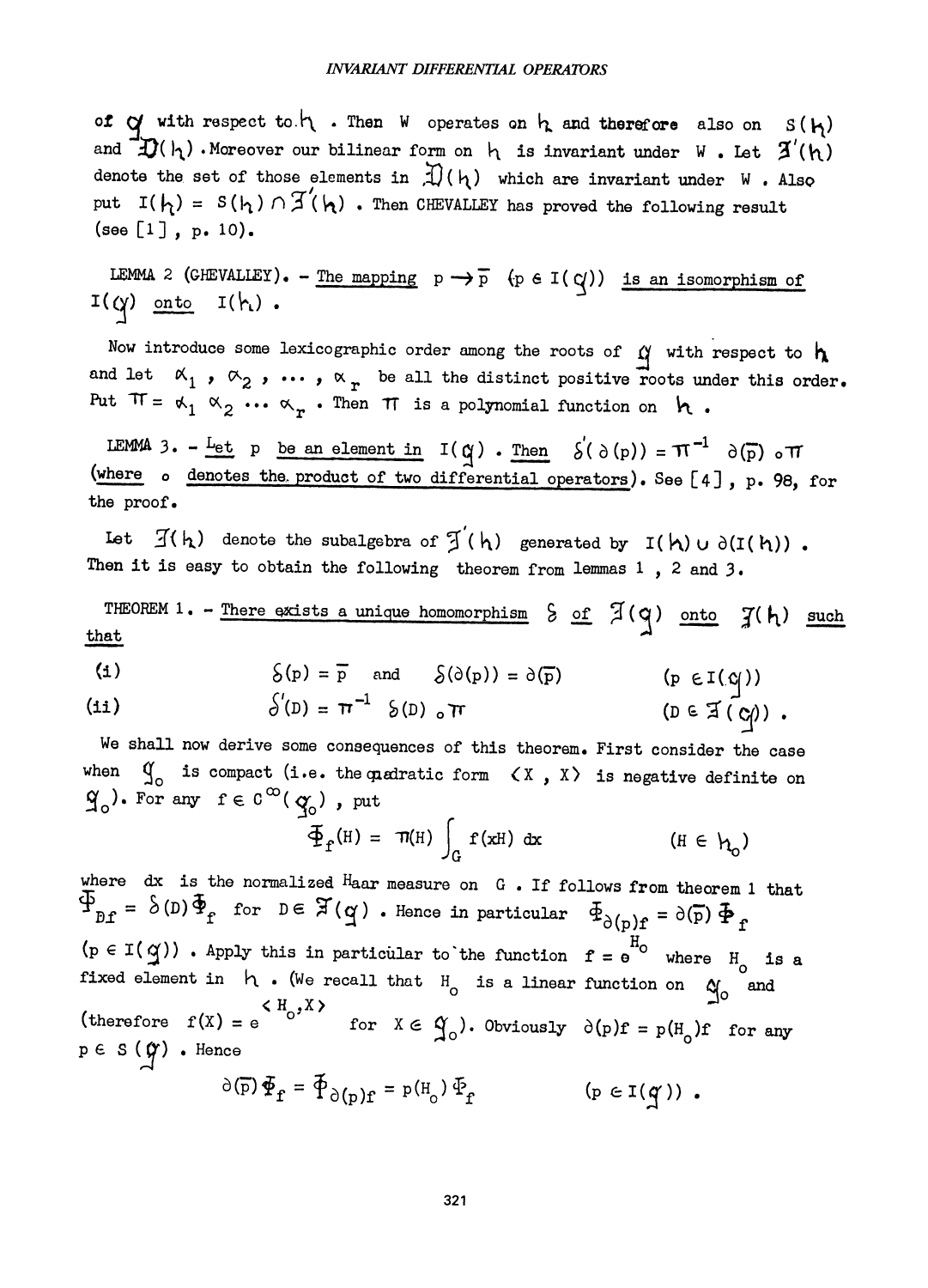of $\mathfrak{g}$ with respect to $\mathfrak{h}$. Then $W$ operates on $\mathfrak{h}$ and therefore also on $S(\mathfrak{h})$ and $\mathfrak{D}(\mathfrak{h})$. Moreover our bilinear form on $\mathfrak{h}$ is invariant under $W$. Let $\mathfrak{J}'(\mathfrak{h})$ denote the set of those elements in $\mathfrak{D}(\mathfrak{h})$ which are invariant under $W$. Also put $I(\mathfrak{h}) = S(\mathfrak{h}) \cap \mathfrak{J}'(\mathfrak{h})$. Then CHEVALLEY has proved the following result (see [1], p. 10).

LEMMA 2 (CHEVALLEY). – _The mapping_ $p \to \bar{p}$ $(p \in I(\mathfrak{g}))$ _is an isomorphism of_ $I(\mathfrak{g})$ _onto_ $I(\mathfrak{h})$.

Now introduce some lexicographic order among the roots of $\mathfrak{g}$ with respect to $\mathfrak{h}$ and let $\alpha_1, \alpha_2, \ldots, \alpha_r$ be all the distinct positive roots under this order. Put $\pi = \alpha_1 \alpha_2 \cdots \alpha_r$. Then $\pi$ is a polynomial function on $\mathfrak{h}$.

LEMMA 3. – _Let_ $p$ _be an element in_ $I(\mathfrak{g})$. _Then_ $\delta'(\partial(p)) = \pi^{-1}\, \partial(\bar{p}) \circ \pi$ _(where_ $\circ$ _denotes the product of two differential operators)._ See [4], p. 98, for the proof.

Let $\mathfrak{J}(\mathfrak{h})$ denote the subalgebra of $\mathfrak{J}'(\mathfrak{h})$ generated by $I(\mathfrak{h}) \cup \partial(I(\mathfrak{h}))$. Then it is easy to obtain the following theorem from lemmas 1, 2 and 3.

THEOREM 1. – _There exists a unique homomorphism_ $\delta$ _of_ $\mathfrak{J}(\mathfrak{g})$ _onto_ $\mathfrak{J}(\mathfrak{h})$ _such that_

(i) $$\delta(p) = \bar{p} \quad \text{and} \quad \delta(\partial(p)) = \partial(\bar{p}) \qquad (p \in I(\mathfrak{g}))$$

(ii) $$\delta'(D) = \pi^{-1}\, \delta(D) \circ \pi \qquad (D \in \mathfrak{J}(\mathfrak{g})).$$

We shall now derive some consequences of this theorem. First consider the case when $\mathfrak{g}_0$ is compact (i.e. the quadratic form $\langle X, X \rangle$ is negative definite on $\mathfrak{g}_0$). For any $f \in C^{\infty}(\mathfrak{g}_0)$, put

$$\Phi_f(H) = \pi(H) \int_G f(xH)\, dx \qquad (H \in \mathfrak{h}_0)$$

where $dx$ is the normalized Haar measure on $G$. If follows from theorem 1 that $\Phi_{Df} = \delta(D)\Phi_f$ for $D \in \mathfrak{J}(\mathfrak{g})$. Hence in particular $\Phi_{\partial(p)f} = \partial(\bar{p})\, \Phi_f$ $(p \in I(\mathfrak{g}))$. Apply this in particular to the function $f = e^{H_0}$ where $H_0$ is a fixed element in $\mathfrak{h}$. (We recall that $H_0$ is a linear function on $\mathfrak{g}_0$ and (therefore $f(X) = e^{\langle H_0, X \rangle}$ for $X \in \mathfrak{g}_0$). Obviously $\partial(p)f = p(H_0)f$ for any $p \in S(\mathfrak{g})$. Hence

$$\partial(\bar{p})\, \Phi_f = \Phi_{\partial(p)f} = p(H_0)\, \Phi_f \qquad (p \in I(\mathfrak{g})).$$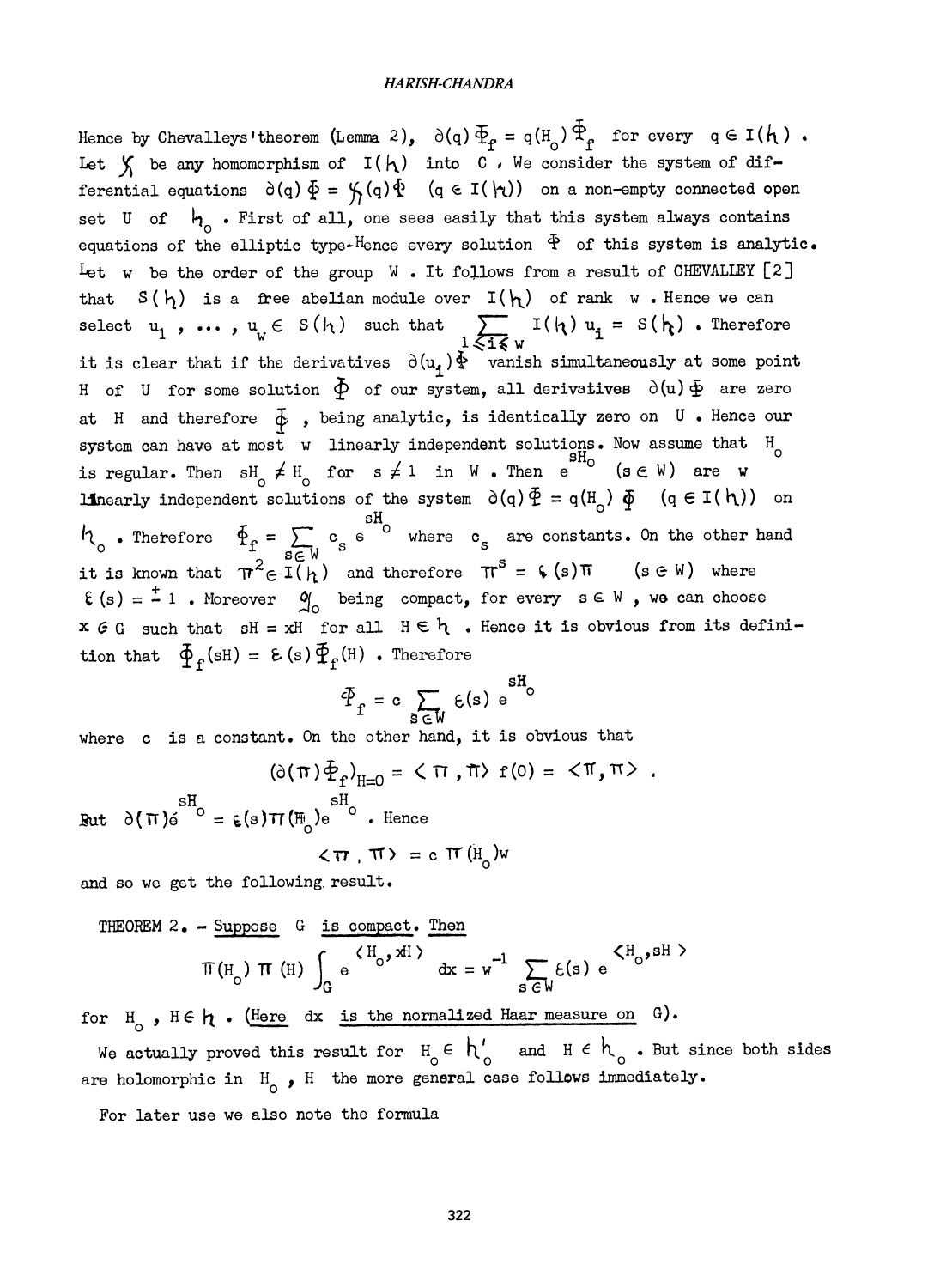Hence by Chevalleys'theorem (Lemma 2), $\partial(q)\Phi_f = q(H_o)\Phi_f$ for every $q \in I(\mathfrak{h})$. Let $\chi$ be any homomorphism of $I(\mathfrak{h})$ into $C$. We consider the system of differential equations $\partial(q)\Phi = \chi(q)\Phi$ $(q \in I(\mathfrak{h}))$ on a non-empty connected open set $U$ of $\mathfrak{h}_o$. First of all, one sees easily that this system always contains equations of the elliptic type. Hence every solution $\Phi$ of this system is analytic. Let $w$ be the order of the group $W$. It follows from a result of CHEVALLEY [2] that $S(\mathfrak{h})$ is a free abelian module over $I(\mathfrak{h})$ of rank $w$. Hence we can select $u_1, \ldots, u_w \in S(\mathfrak{h})$ such that $\sum_{1 \leq i \leq w} I(\mathfrak{h}) u_i = S(\mathfrak{h})$. Therefore it is clear that if the derivatives $\partial(u_i)\Phi$ vanish simultaneously at some point $H$ of $U$ for some solution $\Phi$ of our system, all derivatives $\partial(u)\Phi$ are zero at $H$ and therefore $\Phi$, being analytic, is identically zero on $U$. Hence our system can have at most $w$ linearly independent solutions. Now assume that $H_o$ is regular. Then $sH_o \neq H_o$ for $s \neq 1$ in $W$. Then $e^{sH_o}$ $(s \in W)$ are $w$ linearly independent solutions of the system $\partial(q)\Phi = q(H_o)\Phi$ $(q \in I(\mathfrak{h}))$ on $\mathfrak{h}_o$. Therefore $\Phi_f = \sum_{s \in W} c_s e^{sH_o}$ where $c_s$ are constants. On the other hand it is known that $\pi^2 \in I(\mathfrak{h})$ and therefore $\pi^s = \epsilon(s)\pi$ $(s \in W)$ where $\epsilon(s) = \pm 1$. Moreover $\mathfrak{g}_o$ being compact, for every $s \in W$, we can choose $x \in G$ such that $sH = xH$ for all $H \in \mathfrak{h}$. Hence it is obvious from its definition that $\Phi_f(sH) = \epsilon(s)\Phi_f(H)$. Therefore

$$\Phi_f = c \sum_{s \in W} \epsilon(s) e^{sH_o}$$

where $c$ is a constant. On the other hand, it is obvious that

$$(\partial(\pi)\Phi_f)_{H=0} = \langle \pi, \pi \rangle f(0) = \langle \pi, \pi \rangle .$$

But $\partial(\pi)e^{sH_o} = \epsilon(s)\pi(H_o)e^{sH_o}$. Hence

$$\langle \pi, \pi \rangle = c\, \pi(H_o) w$$

and so we get the following result.

THEOREM 2. – Suppose $G$ is compact. Then

$$\pi(H_o)\,\pi(H) \int_G e^{\langle H_o, xH \rangle}\, dx = w^{-1} \sum_{s \in W} \epsilon(s)\, e^{\langle H_o, sH \rangle}$$

for $H_o, H \in \mathfrak{h}$. (Here $dx$ is the normalized Haar measure on $G$).

We actually proved this result for $H_o \in \mathfrak{h}_o'$ and $H \in \mathfrak{h}_o$. But since both sides are holomorphic in $H_o$, $H$ the more general case follows immediately.

For later use we also note the formula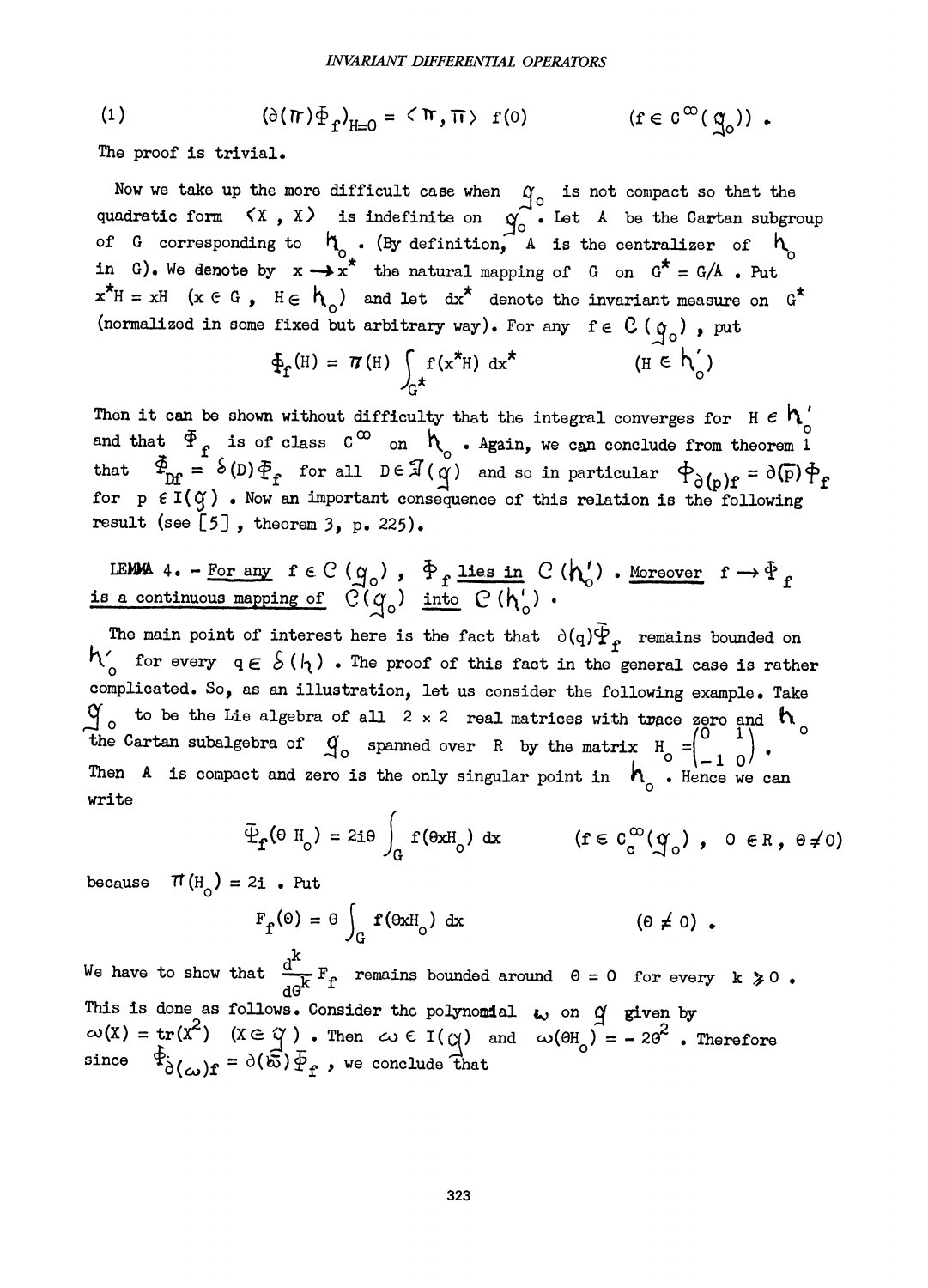(1) $$(\partial(\pi)\Phi_f)_{H=0} = \langle \pi, \pi \rangle \ f(0) \qquad (f \in C^{\infty}(\mathfrak{g}_0)) .$$

The proof is trivial.

Now we take up the more difficult case when $\mathfrak{g}_0$ is not compact so that the quadratic form $\langle X, X \rangle$ is indefinite on $\mathfrak{g}_0$. Let $A$ be the Cartan subgroup of $G$ corresponding to $\mathfrak{h}_0$. (By definition, $A$ is the centralizer of $\mathfrak{h}_0$ in $G$). We denote by $x \to x^*$ the natural mapping of $G$ on $G^* = G/A$. Put $x^*H = xH$ $(x \in G, \ H \in \mathfrak{h}_0)$ and let $dx^*$ denote the invariant measure on $G^*$ (normalized in some fixed but arbitrary way). For any $f \in \mathcal{C}(\mathfrak{g}_0)$, put

$$\Phi_f(H) = \pi(H) \int_{G^*} f(x^*H) \ dx^* \qquad (H \in \mathfrak{h}_0')$$

Then it can be shown without difficulty that the integral converges for $H \in \mathfrak{h}_0'$ and that $\Phi_f$ is of class $C^{\infty}$ on $\mathfrak{h}_0'$. Again, we can conclude from theorem 1 that $\Phi_{Df} = \delta(D)\Phi_f$ for all $D \in \mathfrak{J}(\mathfrak{g})$ and so in particular $\Phi_{\partial(p)f} = \partial(\bar{p})\Phi_f$ for $p \in I(\mathfrak{g})$. Now an important consequence of this relation is the following result (see [5], theorem 3, p. 225).

LEMMA 4. - *For any* $f \in \mathcal{C}(\mathfrak{g}_0)$, $\Phi_f$ *lies in* $\mathcal{C}(\mathfrak{h}_0')$. *Moreover* $f \to \Phi_f$ *is a continuous mapping of* $\mathcal{C}(\mathfrak{g}_0)$ *into* $\mathcal{C}(\mathfrak{h}_0')$.

The main point of interest here is the fact that $\partial(q)\Phi_f$ remains bounded on $\mathfrak{h}_0'$ for every $q \in S(\mathfrak{h})$. The proof of this fact in the general case is rather complicated. So, as an illustration, let us consider the following example. Take $\mathfrak{g}_0$ to be the Lie algebra of all $2 \times 2$ real matrices with trace zero and $\mathfrak{h}_0$ the Cartan subalgebra of $\mathfrak{g}_0$ spanned over $R$ by the matrix $H_0 = \begin{pmatrix} 0 & 1 \\ -1 & 0 \end{pmatrix}$. Then $A$ is compact and zero is the only singular point in $\mathfrak{h}_0$. Hence we can write

$$\Phi_f(\theta H_0) = 2i\theta \int_G f(\theta x H_0) \ dx \qquad (f \in C_c^{\infty}(\mathfrak{g}_0), \ \theta \in R, \ \theta \neq 0)$$

because $\pi(H_0) = 2i$. Put

$$F_f(\theta) = \theta \int_G f(\theta x H_0) \ dx \qquad (\theta \neq 0) .$$

We have to show that $\frac{d^k}{d\theta^k} F_f$ remains bounded around $\theta = 0$ for every $k \geq 0$. This is done as follows. Consider the polynomial $\omega$ on $\mathfrak{g}$ given by $\omega(X) = \text{tr}(X^2)$ $(X \in \mathfrak{g})$. Then $\omega \in I(\mathfrak{g})$ and $\omega(\theta H_0) = -2\theta^2$. Therefore since $\Phi_{\partial(\omega)f} = \partial(\bar{\omega})\Phi_f$, we conclude that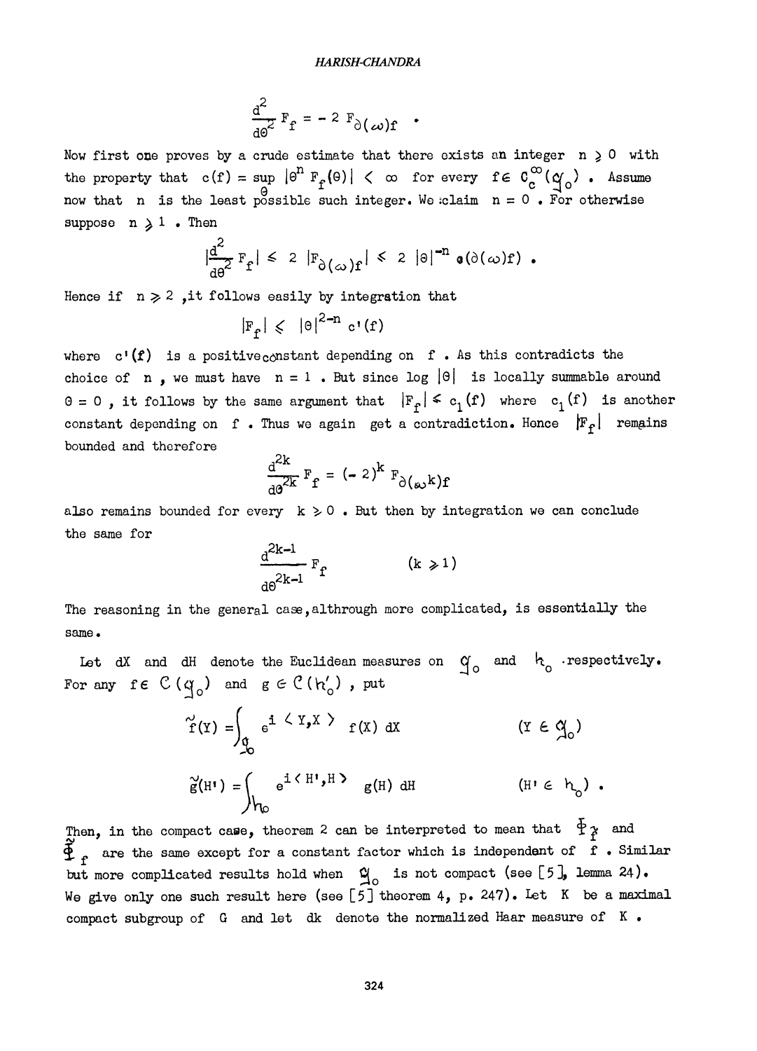$$\frac{d^2}{d\theta^2} F_f = - 2 \, F_{\partial(\omega)f} \quad .$$

Now first one proves by a crude estimate that there exists an integer $n \geqslant 0$ with the property that $c(f) = \sup_\theta |\theta^n F_f(\theta)| < \infty$ for every $f \in C_c^\infty(\mathfrak{g}_0)$. Assume now that $n$ is the least possible such integer. We claim $n = 0$. For otherwise suppose $n \geqslant 1$. Then

$$\left|\frac{d^2}{d\theta^2} F_f\right| \leqslant 2 \, |F_{\partial(\omega)f}| \leqslant 2 \, |\theta|^{-n} \, c(\partial(\omega)f) \, .$$

Hence if $n \geqslant 2$, it follows easily by integration that

$$|F_f| \leqslant |\theta|^{2-n} \, c'(f)$$

where $c'(f)$ is a positive constant depending on $f$. As this contradicts the choice of $n$, we must have $n = 1$. But since $\log |\theta|$ is locally summable around $\theta = 0$, it follows by the same argument that $|F_f| \leqslant c_1(f)$ where $c_1(f)$ is another constant depending on $f$. Thus we again get a contradiction. Hence $|F_f|$ remains bounded and therefore

$$\frac{d^{2k}}{d\theta^{2k}} F_f = (-2)^k \, F_{\partial(\omega^k)f}$$

also remains bounded for every $k \geqslant 0$. But then by integration we can conclude the same for

$$\frac{d^{2k-1}}{d\theta^{2k-1}} F_f \qquad\qquad (k \geqslant 1)$$

The reasoning in the general case, although more complicated, is essentially the same.

Let $dX$ and $dH$ denote the Euclidean measures on $\mathfrak{g}_0$ and $\mathfrak{h}_0$ respectively. For any $f \in \mathcal{C}(\mathfrak{g}_0)$ and $g \in \mathcal{C}(\mathfrak{h}_0')$, put

$$\tilde{f}(Y) = \int_{\mathfrak{g}_0} e^{i \langle Y, X \rangle} \, f(X) \, dX \qquad\qquad (Y \in \mathfrak{g}_0)$$

$$\tilde{g}(H') = \int_{\mathfrak{h}_0} e^{i \langle H', H \rangle} \, g(H) \, dH \qquad\qquad (H' \in \mathfrak{h}_0) \, .$$

Then, in the compact case, theorem 2 can be interpreted to mean that $\Phi_{\tilde{f}}$ and $\tilde{\Phi}_f$ are the same except for a constant factor which is independent of $f$. Similar but more complicated results hold when $\mathfrak{g}_0$ is not compact (see [5], lemma 24). We give only one such result here (see [5] theorem 4, p. 247). Let $K$ be a maximal compact subgroup of $G$ and let $dk$ denote the normalized Haar measure of $K$.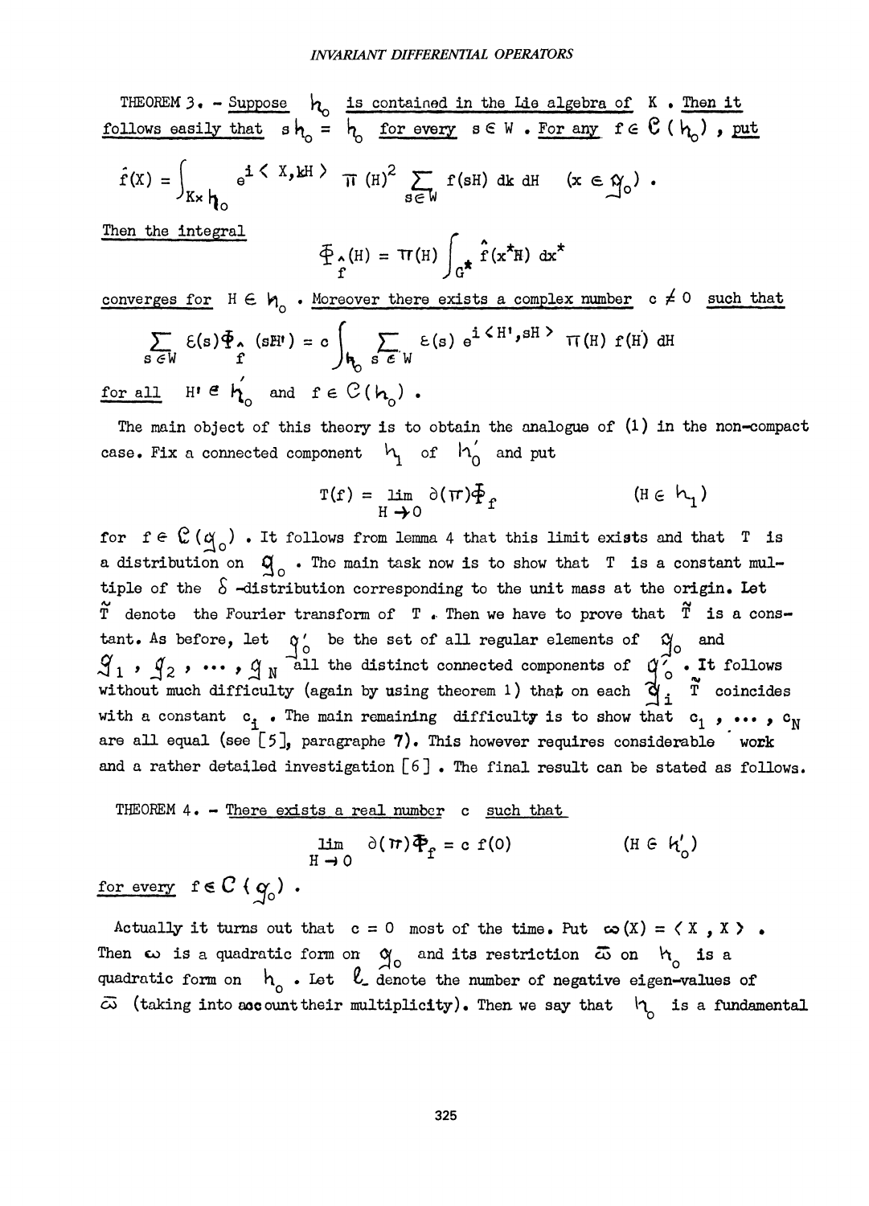THEOREM 3. – *Suppose* $\mathfrak{h}_0$ *is contained in the Lie algebra of* $K$ . *Then it follows easily that* $s\mathfrak{h}_0 = \mathfrak{h}_0$ *for every* $s \in W$ . *For any* $f \in \mathcal{C}(\mathfrak{h}_0)$ , *put*

$$\hat{f}(X) = \int_{K \times \mathfrak{h}_0} e^{i \langle X, kH \rangle} \pi(H)^2 \sum_{s \in W} f(sH)\, dk\, dH \qquad (x \in \mathfrak{g}_0) .$$

*Then the integral*

$$\Phi_{\hat{f}}(H) = \pi(H) \int_{G^*} \hat{f}(x^* H)\, dx^*$$

*converges for* $H \in \mathfrak{h}_0$ . *Moreover there exists a complex number* $c \neq 0$ *such that*

$$\sum_{s \in W} \varepsilon(s) \Phi_{\hat{f}}(sH') = c \int_{\mathfrak{h}_0} \sum_{s \in W} \varepsilon(s)\, e^{i \langle H', sH \rangle} \pi(H) f(H)\, dH$$

*for all* $H' \in \mathfrak{h}_0'$ *and* $f \in \mathcal{C}(\mathfrak{h}_0)$ .

The main object of this theory is to obtain the analogue of (1) in the non-compact case. Fix a connected component $\mathfrak{h}_1$ of $\mathfrak{h}_0'$ and put

$$T(f) = \lim_{H \to 0} \partial(\pi) \Phi_f \qquad (H \in \mathfrak{h}_1)$$

for $f \in \mathcal{C}(\mathfrak{g}_0)$ . It follows from lemma 4 that this limit exists and that $T$ is a distribution on $\mathfrak{g}_0$ . The main task now is to show that $T$ is a constant multiple of the $\delta$-distribution corresponding to the unit mass at the origin. Let $\tilde{T}$ denote the Fourier transform of $T$ . Then we have to prove that $\tilde{T}$ is a constant. As before, let $\mathfrak{g}_0'$ be the set of all regular elements of $\mathfrak{g}_0$ and $\mathfrak{g}_1, \mathfrak{g}_2, \ldots, \mathfrak{g}_N$ all the distinct connected components of $\mathfrak{g}_0'$ . It follows without much difficulty (again by using theorem 1) that on each $\mathfrak{g}_i$ $\tilde{T}$ coincides with a constant $c_i$ . The main remaining difficulty is to show that $c_1, \ldots, c_N$ are all equal (see [5], paragraphe 7). This however requires considerable work and a rather detailed investigation [6] . The final result can be stated as follows.

THEOREM 4. – *There exists a real number* $c$ *such that*

$$\lim_{H \to 0} \partial(\pi) \Phi_f = c\, f(0) \qquad (H \in \mathfrak{h}_0')$$

*for every* $f \in \mathcal{C}(\mathfrak{g}_0)$ .

Actually it turns out that $c = 0$ most of the time. Put $\omega(X) = \langle X, X \rangle$ . Then $\omega$ is a quadratic form on $\mathfrak{g}_0$ and its restriction $\bar{\omega}$ on $\mathfrak{h}_0$ is a quadratic form on $\mathfrak{h}_0$ . Let $\ell_-$ denote the number of negative eigen-values of $\bar{\omega}$ (taking into account their multiplicity). Then we say that $\mathfrak{h}_0$ is a fundamental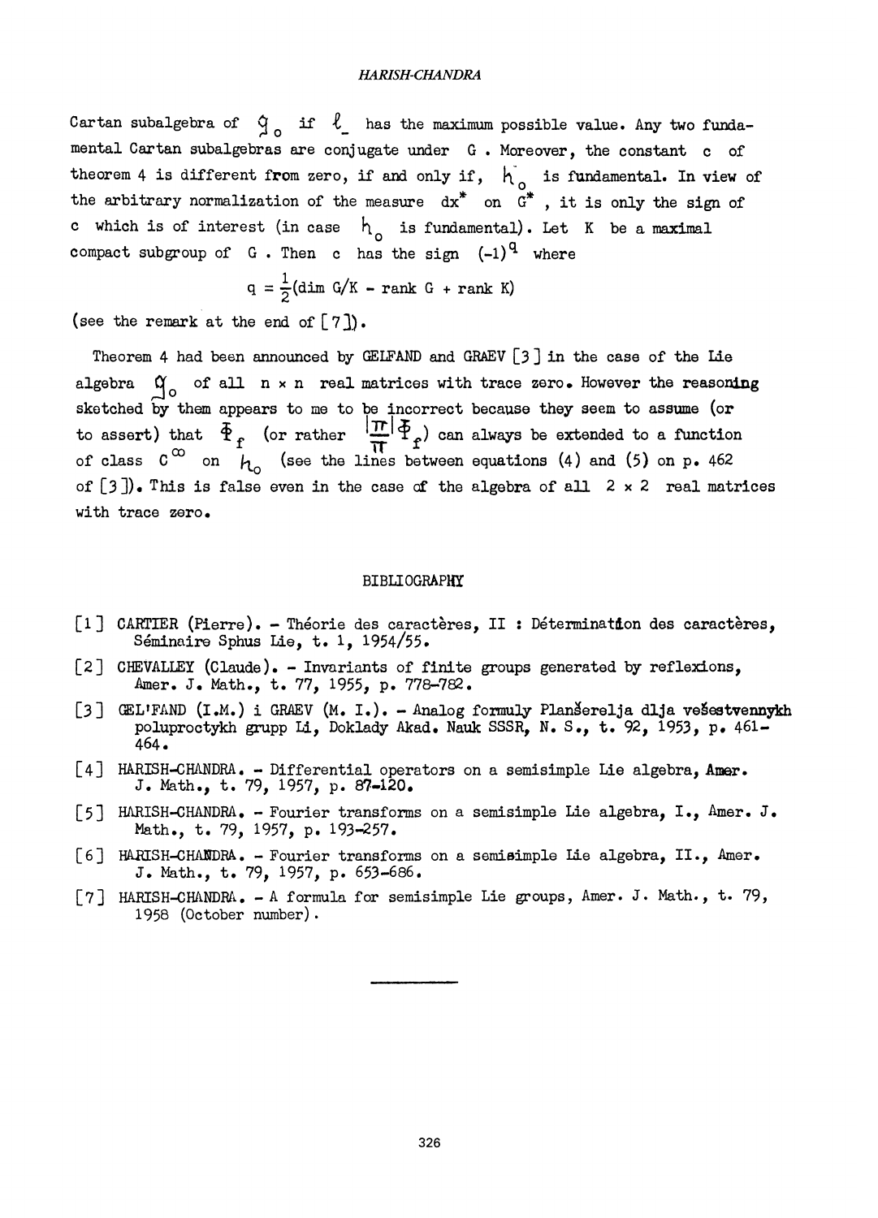Cartan subalgebra of $\mathfrak{g}_0$ if $\ell_-$ has the maximum possible value. Any two fundamental Cartan subalgebras are conjugate under $G$. Moreover, the constant $c$ of theorem 4 is different from zero, if and only if, $\mathfrak{h}_0$ is fundamental. In view of the arbitrary normalization of the measure $dx^*$ on $G^*$, it is only the sign of $c$ which is of interest (in case $\mathfrak{h}_0$ is fundamental). Let $K$ be a maximal compact subgroup of $G$. Then $c$ has the sign $(-1)^q$ where

$$q = \frac{1}{2}(\dim G/K - \operatorname{rank} G + \operatorname{rank} K)$$

(see the remark at the end of [7]).

Theorem 4 had been announced by GELFAND and GRAEV [3] in the case of the Lie algebra $\mathfrak{g}_0$ of all $n \times n$ real matrices with trace zero. However the reasoning sketched by them appears to me to be incorrect because they seem to assume (or to assert) that $\Phi_f$ (or rather $\frac{|\pi|}{\pi}\Phi_f$) can always be extended to a function of class $C^\infty$ on $\mathfrak{h}_0$ (see the lines between equations (4) and (5) on p. 462 of [3]). This is false even in the case of the algebra of all $2 \times 2$ real matrices with trace zero.

## BIBLIOGRAPHY

[1] CARTIER (Pierre). - Théorie des caractères, II : Détermination des caractères, Séminaire Sphus Lie, t. 1, 1954/55.

[2] CHEVALLEY (Claude). - Invariants of finite groups generated by reflexions, Amer. J. Math., t. 77, 1955, p. 778-782.

[3] GEL'FAND (I.M.) i GRAEV (M. I.). - Analog formuly Planšerelja dlja veščestvennykh poluproctykh grupp Li, Doklady Akad. Nauk SSSR, N. S., t. 92, 1953, p. 461-464.

[4] HARISH-CHANDRA. - Differential operators on a semisimple Lie algebra, Amer. J. Math., t. 79, 1957, p. 87-120.

[5] HARISH-CHANDRA. - Fourier transforms on a semisimple Lie algebra, I., Amer. J. Math., t. 79, 1957, p. 193-257.

[6] HARISH-CHANDRA. - Fourier transforms on a semisimple Lie algebra, II., Amer. J. Math., t. 79, 1957, p. 653-686.

[7] HARISH-CHANDRA. - A formula for semisimple Lie groups, Amer. J. Math., t. 79, 1958 (October number).